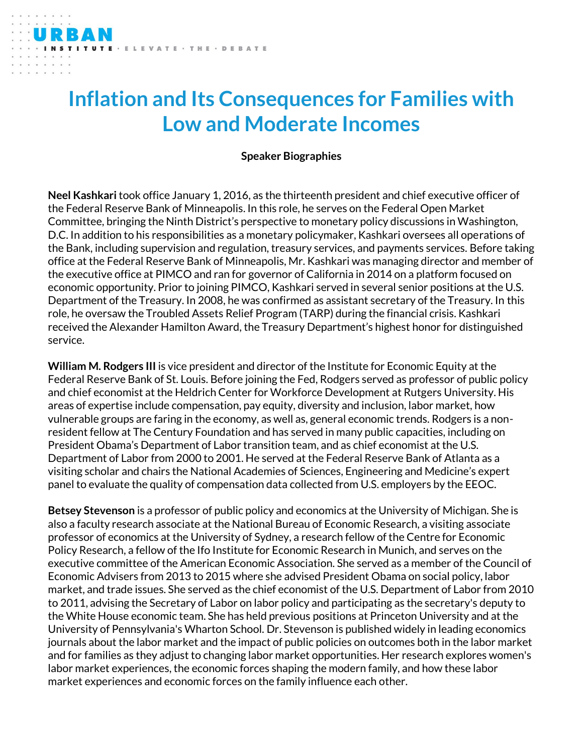# Inflation and Its Consequences for Families with Low and Moderate Incomes

**Speaker Biographies**

**Neel Kashkari** took office January 1, 2016, as the thirteenth president and chief executive officer of the Federal Reserve Bank of Minneapolis. In this role, he serves on the Federal Open Market Committee, bringing the Ninth District's perspective to monetary policy discussions in Washington, D.C. In addition to his responsibilities as a monetary policymaker, Kashkari oversees all operations of the Bank, including supervision and regulation, treasury services, and payments services. Before taking office at the Federal Reserve Bank of Minneapolis, Mr. Kashkari was managing director and member of the executive office at PIMCO and ran for governor of California in 2014 on a platform focused on economic opportunity. Prior to joining PIMCO, Kashkari served in several senior positions at the U.S. Department of the Treasury. In 2008, he was confirmed as assistant secretary of the Treasury. In this role, he oversaw the Troubled Assets Relief Program (TARP) during the financial crisis. Kashkari received the Alexander Hamilton Award, the Treasury Department's highest honor for distinguished service.

**William M. Rodgers III** is vice president and director of the Institute for Economic Equity at the Federal Reserve Bank of St. Louis. Before joining the Fed, Rodgers served as professor of public policy and chief economist at the Heldrich Center for Workforce Development at Rutgers University. His areas of expertise include compensation, pay equity, diversity and inclusion, labor market, how vulnerable groups are faring in the economy, as well as, general economic trends. Rodgers is a non-resident fellow at The Century Foundation and has served in many public capacities, including on President Obama's Department of Labor transition team, and as chief economist at the U.S. Department of Labor from 2000 to 2001. He served at the Federal Reserve Bank of Atlanta as a visiting scholar and chairs the National Academies of Sciences, Engineering and Medicine's expert panel to evaluate the quality of compensation data collected from U.S. employers by the EEOC.

**Betsey Stevenson** is a professor of public policy and economics at the University of Michigan. She is also a faculty research associate at the National Bureau of Economic Research, a visiting associate professor of economics at the University of Sydney, a research fellow of the Centre for Economic Policy Research, a fellow of the Ifo Institute for Economic Research in Munich, and serves on the executive committee of the American Economic Association. She served as a member of the Council of Economic Advisers from 2013 to 2015 where she advised President Obama on social policy, labor market, and trade issues. She served as the chief economist of the U.S. Department of Labor from 2010 to 2011, advising the Secretary of Labor on labor policy and participating as the secretary's deputy to the White House economic team. She has held previous positions at Princeton University and at the University of Pennsylvania's Wharton School. Dr. Stevenson is published widely in leading economics journals about the labor market and the impact of public policies on outcomes both in the labor market and for families as they adjust to changing labor market opportunities. Her research explores women's labor market experiences, the economic forces shaping the modern family, and how these labor market experiences and economic forces on the family influence each other.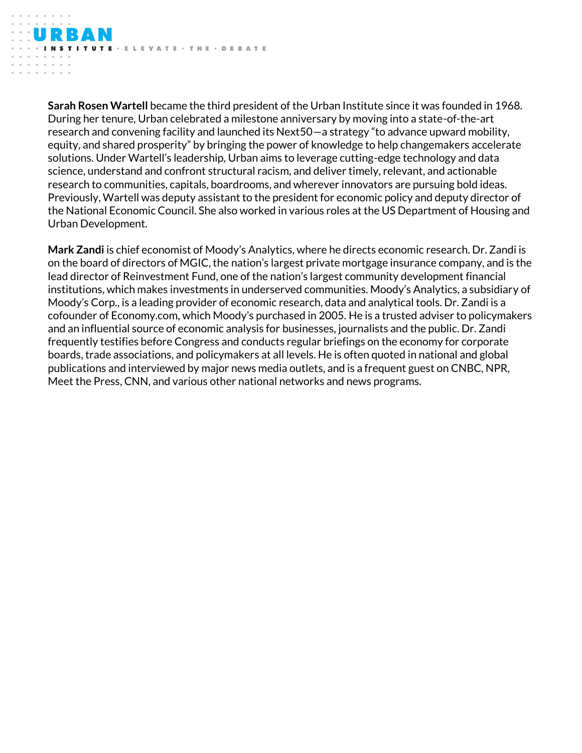**Sarah Rosen Wartell** became the third president of the Urban Institute since it was founded in 1968. During her tenure, Urban celebrated a milestone anniversary by moving into a state-of-the-art research and convening facility and launched its Next50—a strategy "to advance upward mobility, equity, and shared prosperity" by bringing the power of knowledge to help changemakers accelerate solutions. Under Wartell's leadership, Urban aims to leverage cutting-edge technology and data science, understand and confront structural racism, and deliver timely, relevant, and actionable research to communities, capitals, boardrooms, and wherever innovators are pursuing bold ideas. Previously, Wartell was deputy assistant to the president for economic policy and deputy director of the National Economic Council. She also worked in various roles at the US Department of Housing and Urban Development.

**Mark Zandi** is chief economist of Moody's Analytics, where he directs economic research. Dr. Zandi is on the board of directors of MGIC, the nation's largest private mortgage insurance company, and is the lead director of Reinvestment Fund, one of the nation's largest community development financial institutions, which makes investments in underserved communities. Moody's Analytics, a subsidiary of Moody's Corp., is a leading provider of economic research, data and analytical tools. Dr. Zandi is a cofounder of Economy.com, which Moody's purchased in 2005. He is a trusted adviser to policymakers and an influential source of economic analysis for businesses, journalists and the public. Dr. Zandi frequently testifies before Congress and conducts regular briefings on the economy for corporate boards, trade associations, and policymakers at all levels. He is often quoted in national and global publications and interviewed by major news media outlets, and is a frequent guest on CNBC, NPR, Meet the Press, CNN, and various other national networks and news programs.